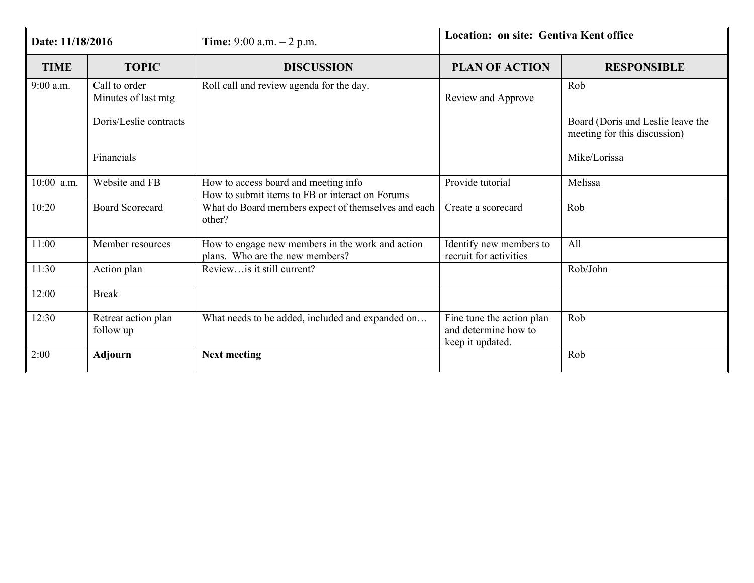| Date: 11/18/2016 | Time: 9:00 a.m. – 2 p.m. | Location: on site: Gentiva Kent office | | |
|---|---|---|---|---|
| **TIME** | **TOPIC** | **DISCUSSION** | **PLAN OF ACTION** | **RESPONSIBLE** |
| 9:00 a.m. | Call to order<br>Minutes of last mtg<br><br>Doris/Leslie contracts<br><br><br>Financials | Roll call and review agenda for the day. | <br>Review and Approve | Rob<br><br><br>Board (Doris and Leslie leave the meeting for this discussion)<br><br>Mike/Lorissa |
| 10:00 a.m. | Website and FB | How to access board and meeting info<br>How to submit items to FB or interact on Forums | Provide tutorial | Melissa |
| 10:20 | Board Scorecard | What do Board members expect of themselves and each other? | Create a scorecard | Rob |
| 11:00 | Member resources | How to engage new members in the work and action plans. Who are the new members? | Identify new members to recruit for activities | All |
| 11:30 | Action plan | Review…is it still current? | | Rob/John |
| 12:00 | Break | | | |
| 12:30 | Retreat action plan follow up | What needs to be added, included and expanded on… | Fine tune the action plan and determine how to keep it updated. | Rob |
| 2:00 | **Adjourn** | **Next meeting** | | Rob |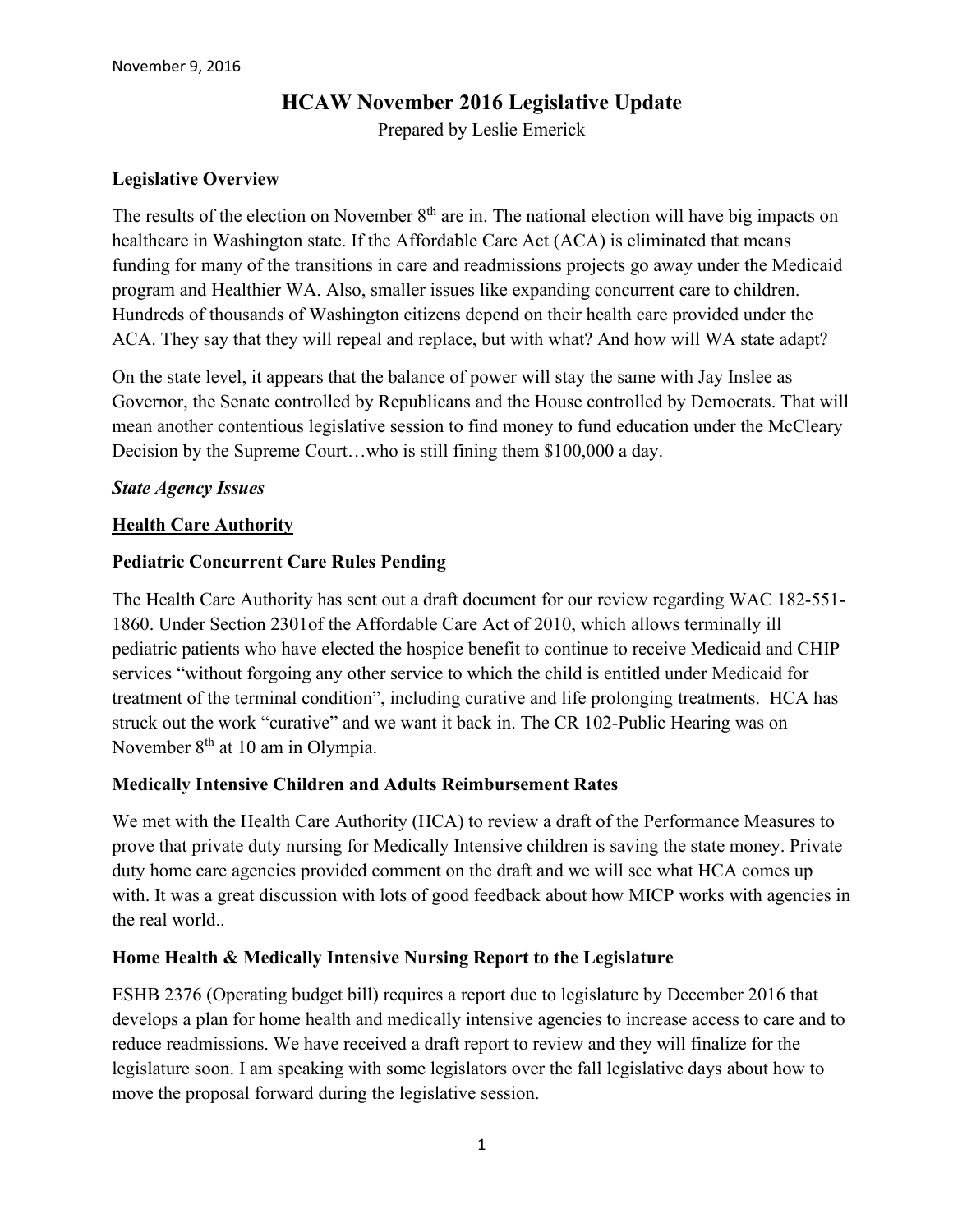November 9, 2016

# HCAW November 2016 Legislative Update

Prepared by Leslie Emerick

**Legislative Overview**

The results of the election on November 8th are in. The national election will have big impacts on healthcare in Washington state. If the Affordable Care Act (ACA) is eliminated that means funding for many of the transitions in care and readmissions projects go away under the Medicaid program and Healthier WA. Also, smaller issues like expanding concurrent care to children. Hundreds of thousands of Washington citizens depend on their health care provided under the ACA. They say that they will repeal and replace, but with what? And how will WA state adapt?

On the state level, it appears that the balance of power will stay the same with Jay Inslee as Governor, the Senate controlled by Republicans and the House controlled by Democrats. That will mean another contentious legislative session to find money to fund education under the McCleary Decision by the Supreme Court…who is still fining them $100,000 a day.

***State Agency Issues***

**<u>Health Care Authority</u>**

**Pediatric Concurrent Care Rules Pending**

The Health Care Authority has sent out a draft document for our review regarding WAC 182-551-1860. Under Section 2301of the Affordable Care Act of 2010, which allows terminally ill pediatric patients who have elected the hospice benefit to continue to receive Medicaid and CHIP services "without forgoing any other service to which the child is entitled under Medicaid for treatment of the terminal condition", including curative and life prolonging treatments. HCA has struck out the work "curative" and we want it back in. The CR 102-Public Hearing was on November 8th at 10 am in Olympia.

**Medically Intensive Children and Adults Reimbursement Rates**

We met with the Health Care Authority (HCA) to review a draft of the Performance Measures to prove that private duty nursing for Medically Intensive children is saving the state money. Private duty home care agencies provided comment on the draft and we will see what HCA comes up with. It was a great discussion with lots of good feedback about how MICP works with agencies in the real world..

**Home Health & Medically Intensive Nursing Report to the Legislature**

ESHB 2376 (Operating budget bill) requires a report due to legislature by December 2016 that develops a plan for home health and medically intensive agencies to increase access to care and to reduce readmissions. We have received a draft report to review and they will finalize for the legislature soon. I am speaking with some legislators over the fall legislative days about how to move the proposal forward during the legislative session.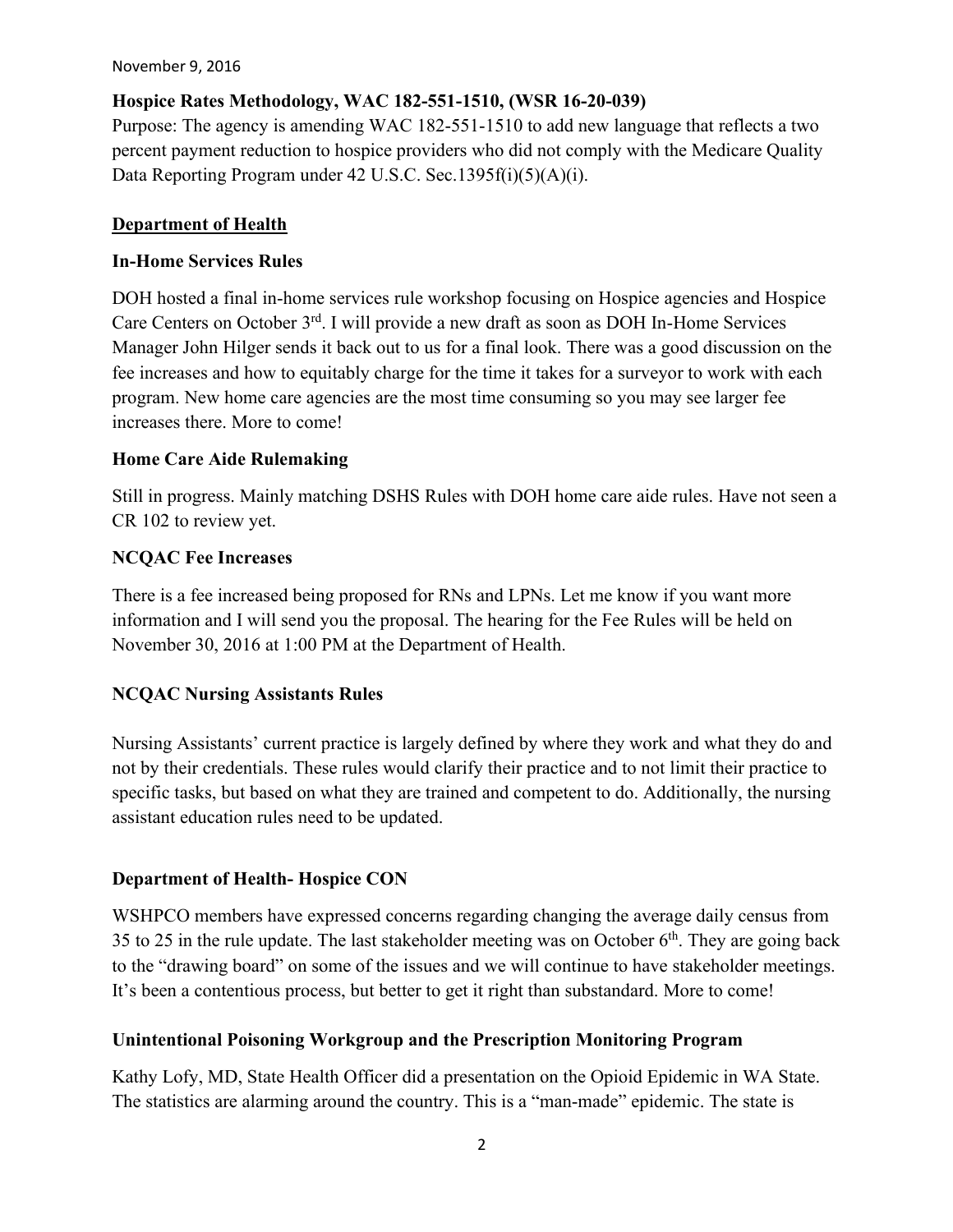**Hospice Rates Methodology, WAC 182-551-1510, (WSR 16-20-039)**

Purpose: The agency is amending WAC 182-551-1510 to add new language that reflects a two percent payment reduction to hospice providers who did not comply with the Medicare Quality Data Reporting Program under 42 U.S.C. Sec.1395f(i)(5)(A)(i).

## Department of Health

### In-Home Services Rules

DOH hosted a final in-home services rule workshop focusing on Hospice agencies and Hospice Care Centers on October 3rd. I will provide a new draft as soon as DOH In-Home Services Manager John Hilger sends it back out to us for a final look. There was a good discussion on the fee increases and how to equitably charge for the time it takes for a surveyor to work with each program. New home care agencies are the most time consuming so you may see larger fee increases there. More to come!

### Home Care Aide Rulemaking

Still in progress. Mainly matching DSHS Rules with DOH home care aide rules. Have not seen a CR 102 to review yet.

### NCQAC Fee Increases

There is a fee increased being proposed for RNs and LPNs. Let me know if you want more information and I will send you the proposal. The hearing for the Fee Rules will be held on November 30, 2016 at 1:00 PM at the Department of Health.

### NCQAC Nursing Assistants Rules

Nursing Assistants' current practice is largely defined by where they work and what they do and not by their credentials. These rules would clarify their practice and to not limit their practice to specific tasks, but based on what they are trained and competent to do. Additionally, the nursing assistant education rules need to be updated.

### Department of Health- Hospice CON

WSHPCO members have expressed concerns regarding changing the average daily census from 35 to 25 in the rule update. The last stakeholder meeting was on October 6th. They are going back to the "drawing board" on some of the issues and we will continue to have stakeholder meetings. It's been a contentious process, but better to get it right than substandard. More to come!

### Unintentional Poisoning Workgroup and the Prescription Monitoring Program

Kathy Lofy, MD, State Health Officer did a presentation on the Opioid Epidemic in WA State. The statistics are alarming around the country. This is a "man-made" epidemic. The state is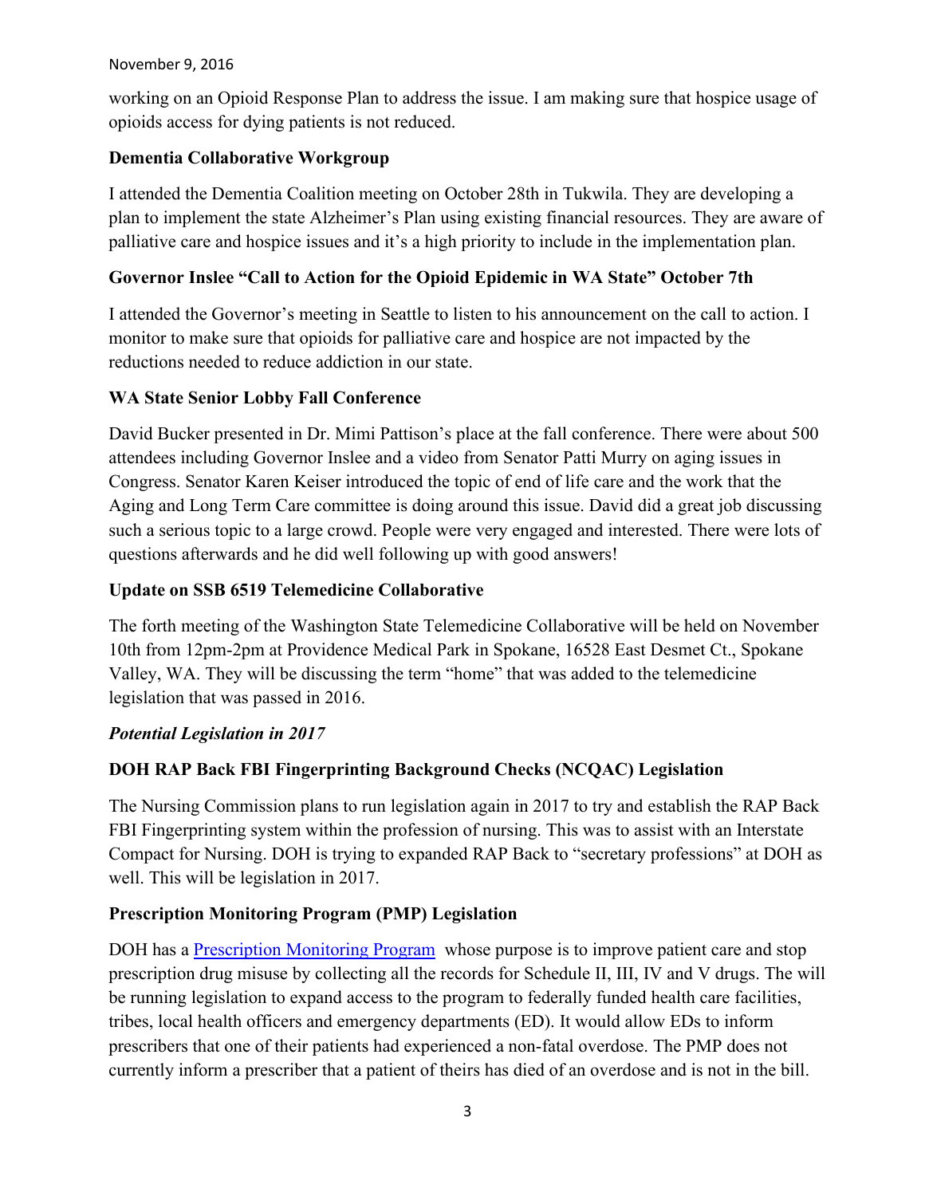working on an Opioid Response Plan to address the issue. I am making sure that hospice usage of opioids access for dying patients is not reduced.

**Dementia Collaborative Workgroup**

I attended the Dementia Coalition meeting on October 28th in Tukwila. They are developing a plan to implement the state Alzheimer's Plan using existing financial resources. They are aware of palliative care and hospice issues and it's a high priority to include in the implementation plan.

**Governor Inslee "Call to Action for the Opioid Epidemic in WA State" October 7th**

I attended the Governor's meeting in Seattle to listen to his announcement on the call to action. I monitor to make sure that opioids for palliative care and hospice are not impacted by the reductions needed to reduce addiction in our state.

**WA State Senior Lobby Fall Conference**

David Bucker presented in Dr. Mimi Pattison's place at the fall conference. There were about 500 attendees including Governor Inslee and a video from Senator Patti Murry on aging issues in Congress. Senator Karen Keiser introduced the topic of end of life care and the work that the Aging and Long Term Care committee is doing around this issue. David did a great job discussing such a serious topic to a large crowd. People were very engaged and interested. There were lots of questions afterwards and he did well following up with good answers!

**Update on SSB 6519 Telemedicine Collaborative**

The forth meeting of the Washington State Telemedicine Collaborative will be held on November 10th from 12pm-2pm at Providence Medical Park in Spokane, 16528 East Desmet Ct., Spokane Valley, WA. They will be discussing the term "home" that was added to the telemedicine legislation that was passed in 2016.

***Potential Legislation in 2017***

**DOH RAP Back FBI Fingerprinting Background Checks (NCQAC) Legislation**

The Nursing Commission plans to run legislation again in 2017 to try and establish the RAP Back FBI Fingerprinting system within the profession of nursing. This was to assist with an Interstate Compact for Nursing. DOH is trying to expanded RAP Back to "secretary professions" at DOH as well. This will be legislation in 2017.

**Prescription Monitoring Program (PMP) Legislation**

DOH has a [Prescription Monitoring Program](#) whose purpose is to improve patient care and stop prescription drug misuse by collecting all the records for Schedule II, III, IV and V drugs. The will be running legislation to expand access to the program to federally funded health care facilities, tribes, local health officers and emergency departments (ED). It would allow EDs to inform prescribers that one of their patients had experienced a non-fatal overdose. The PMP does not currently inform a prescriber that a patient of theirs has died of an overdose and is not in the bill.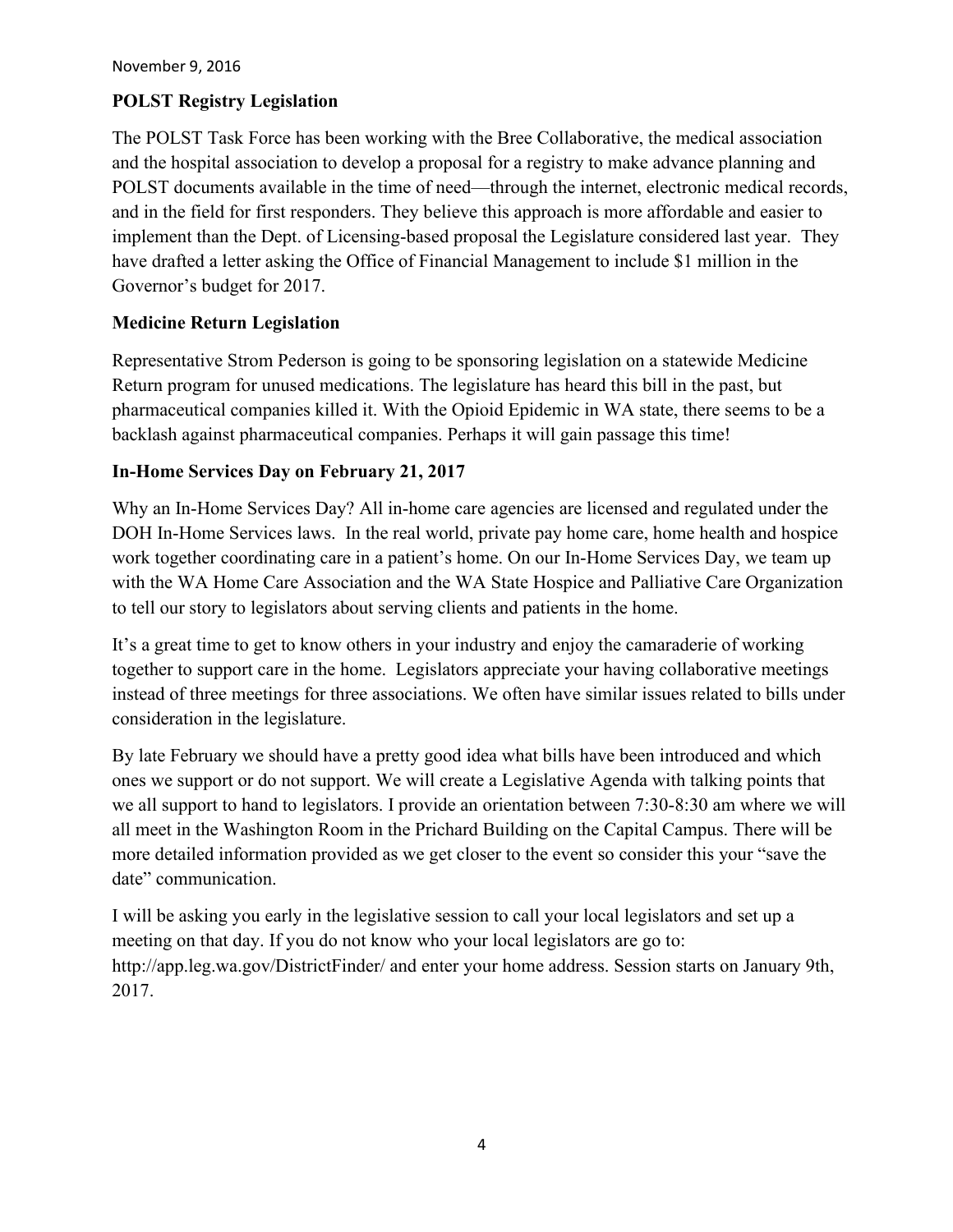November 9, 2016

## POLST Registry Legislation

The POLST Task Force has been working with the Bree Collaborative, the medical association and the hospital association to develop a proposal for a registry to make advance planning and POLST documents available in the time of need—through the internet, electronic medical records, and in the field for first responders. They believe this approach is more affordable and easier to implement than the Dept. of Licensing-based proposal the Legislature considered last year. They have drafted a letter asking the Office of Financial Management to include $1 million in the Governor's budget for 2017.

## Medicine Return Legislation

Representative Strom Pederson is going to be sponsoring legislation on a statewide Medicine Return program for unused medications. The legislature has heard this bill in the past, but pharmaceutical companies killed it. With the Opioid Epidemic in WA state, there seems to be a backlash against pharmaceutical companies. Perhaps it will gain passage this time!

## In-Home Services Day on February 21, 2017

Why an In-Home Services Day? All in-home care agencies are licensed and regulated under the DOH In-Home Services laws. In the real world, private pay home care, home health and hospice work together coordinating care in a patient's home. On our In-Home Services Day, we team up with the WA Home Care Association and the WA State Hospice and Palliative Care Organization to tell our story to legislators about serving clients and patients in the home.

It's a great time to get to know others in your industry and enjoy the camaraderie of working together to support care in the home. Legislators appreciate your having collaborative meetings instead of three meetings for three associations. We often have similar issues related to bills under consideration in the legislature.

By late February we should have a pretty good idea what bills have been introduced and which ones we support or do not support. We will create a Legislative Agenda with talking points that we all support to hand to legislators. I provide an orientation between 7:30-8:30 am where we will all meet in the Washington Room in the Prichard Building on the Capital Campus. There will be more detailed information provided as we get closer to the event so consider this your "save the date" communication.

I will be asking you early in the legislative session to call your local legislators and set up a meeting on that day. If you do not know who your local legislators are go to: http://app.leg.wa.gov/DistrictFinder/ and enter your home address. Session starts on January 9th, 2017.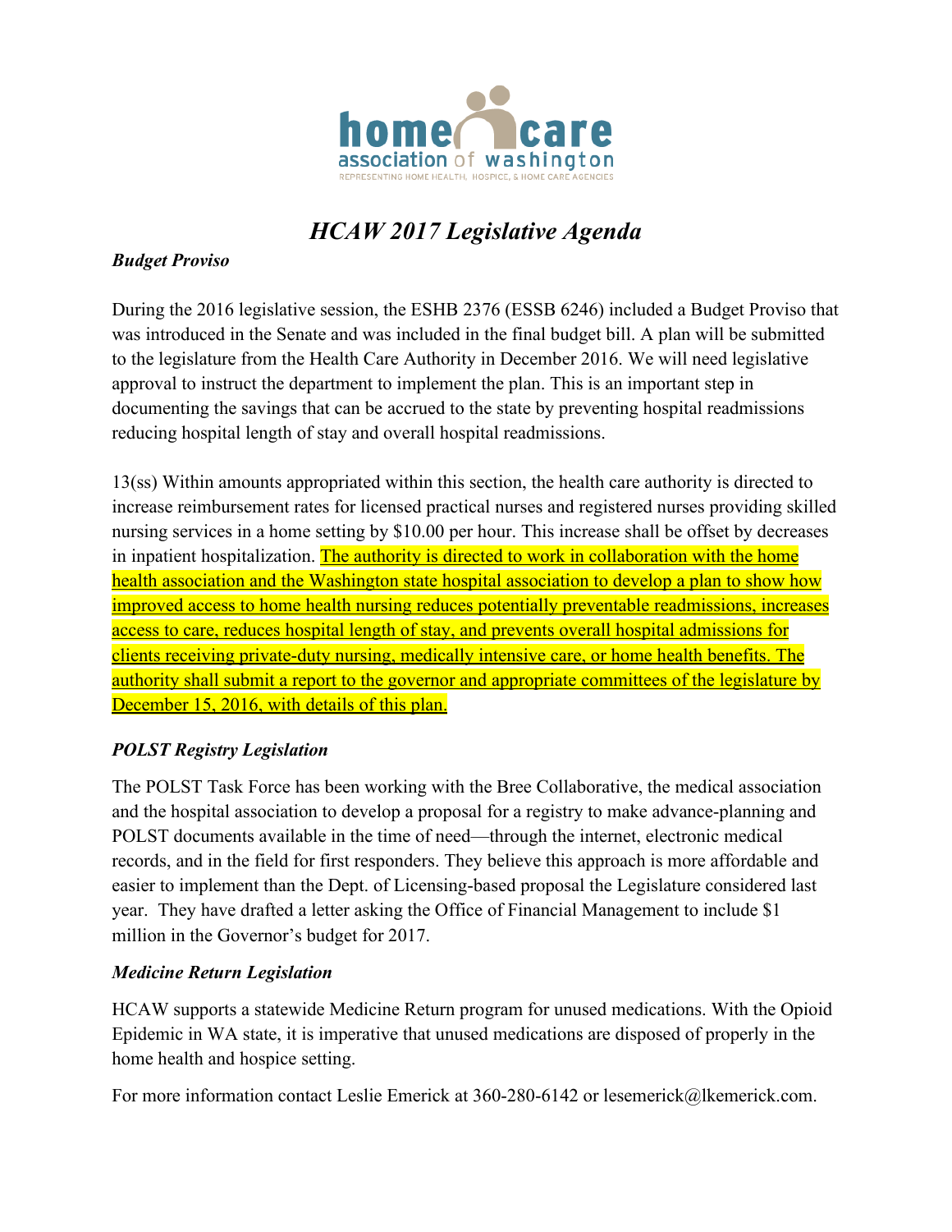home care association of washington
REPRESENTING HOME HEALTH, HOSPICE, & HOME CARE AGENCIES

# *HCAW 2017 Legislative Agenda*

### ***Budget Proviso***

During the 2016 legislative session, the ESHB 2376 (ESSB 6246) included a Budget Proviso that was introduced in the Senate and was included in the final budget bill. A plan will be submitted to the legislature from the Health Care Authority in December 2016. We will need legislative approval to instruct the department to implement the plan. This is an important step in documenting the savings that can be accrued to the state by preventing hospital readmissions reducing hospital length of stay and overall hospital readmissions.

13(ss) Within amounts appropriated within this section, the health care authority is directed to increase reimbursement rates for licensed practical nurses and registered nurses providing skilled nursing services in a home setting by $10.00 per hour. This increase shall be offset by decreases in inpatient hospitalization. <u>The authority is directed to work in collaboration with the home health association and the Washington state hospital association to develop a plan to show how improved access to home health nursing reduces potentially preventable readmissions, increases access to care, reduces hospital length of stay, and prevents overall hospital admissions for clients receiving private-duty nursing, medically intensive care, or home health benefits. The authority shall submit a report to the governor and appropriate committees of the legislature by December 15, 2016, with details of this plan.</u>

### ***POLST Registry Legislation***

The POLST Task Force has been working with the Bree Collaborative, the medical association and the hospital association to develop a proposal for a registry to make advance-planning and POLST documents available in the time of need—through the internet, electronic medical records, and in the field for first responders. They believe this approach is more affordable and easier to implement than the Dept. of Licensing-based proposal the Legislature considered last year. They have drafted a letter asking the Office of Financial Management to include $1 million in the Governor's budget for 2017.

### ***Medicine Return Legislation***

HCAW supports a statewide Medicine Return program for unused medications. With the Opioid Epidemic in WA state, it is imperative that unused medications are disposed of properly in the home health and hospice setting.

For more information contact Leslie Emerick at 360-280-6142 or lesemerick@lkemerick.com.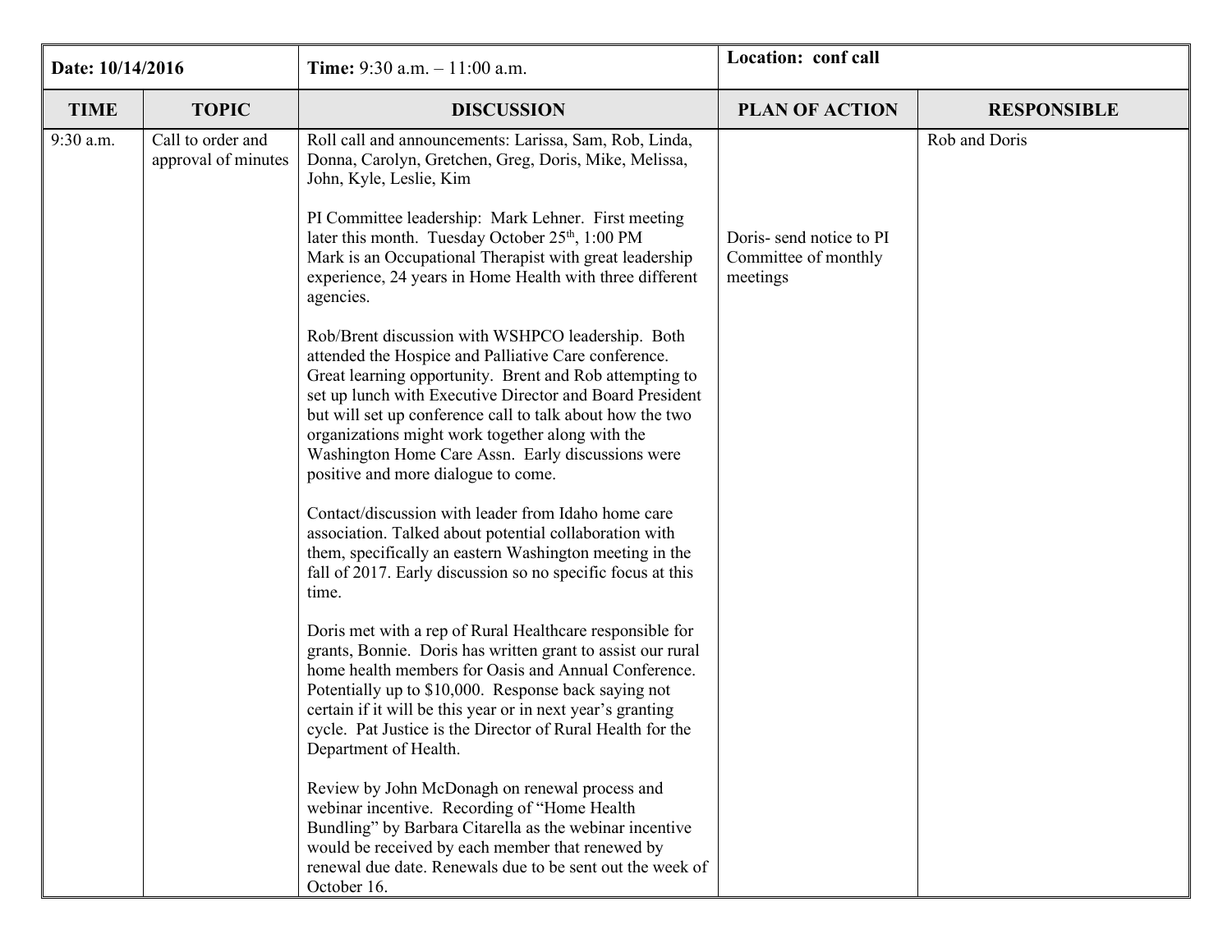| Date: 10/14/2016 | Time: 9:30 a.m. – 11:00 a.m. | Location: conf call | | |
|---|---|---|---|---|
| **TIME** | **TOPIC** | **DISCUSSION** | **PLAN OF ACTION** | **RESPONSIBLE** |
| 9:30 a.m. | Call to order and approval of minutes | Roll call and announcements: Larissa, Sam, Rob, Linda, Donna, Carolyn, Gretchen, Greg, Doris, Mike, Melissa, John, Kyle, Leslie, Kim<br><br>PI Committee leadership: Mark Lehner. First meeting later this month. Tuesday October 25th, 1:00 PM<br>Mark is an Occupational Therapist with great leadership experience, 24 years in Home Health with three different agencies.<br><br>Rob/Brent discussion with WSHPCO leadership. Both attended the Hospice and Palliative Care conference. Great learning opportunity. Brent and Rob attempting to set up lunch with Executive Director and Board President but will set up conference call to talk about how the two organizations might work together along with the Washington Home Care Assn. Early discussions were positive and more dialogue to come.<br><br>Contact/discussion with leader from Idaho home care association. Talked about potential collaboration with them, specifically an eastern Washington meeting in the fall of 2017. Early discussion so no specific focus at this time.<br><br>Doris met with a rep of Rural Healthcare responsible for grants, Bonnie. Doris has written grant to assist our rural home health members for Oasis and Annual Conference. Potentially up to $10,000. Response back saying not certain if it will be this year or in next year's granting cycle. Pat Justice is the Director of Rural Health for the Department of Health.<br><br>Review by John McDonagh on renewal process and webinar incentive. Recording of "Home Health Bundling" by Barbara Citarella as the webinar incentive would be received by each member that renewed by renewal due date. Renewals due to be sent out the week of October 16. | Doris- send notice to PI Committee of monthly meetings | Rob and Doris |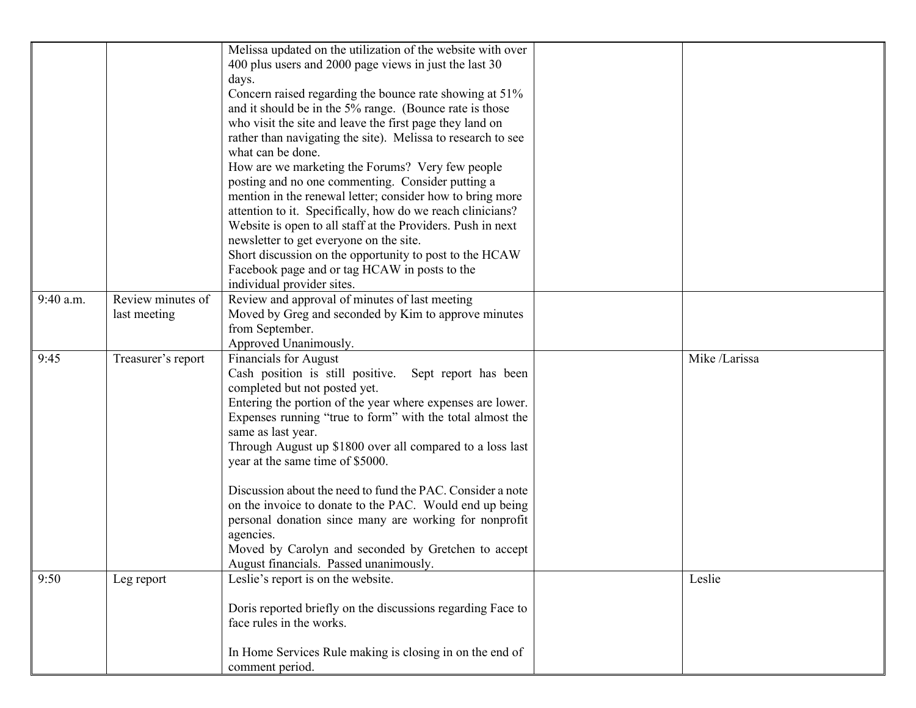| | | | | |
|---|---|---|---|---|
| | | Melissa updated on the utilization of the website with over 400 plus users and 2000 page views in just the last 30 days.<br>Concern raised regarding the bounce rate showing at 51% and it should be in the 5% range. (Bounce rate is those who visit the site and leave the first page they land on rather than navigating the site). Melissa to research to see what can be done.<br>How are we marketing the Forums? Very few people posting and no one commenting. Consider putting a mention in the renewal letter; consider how to bring more attention to it. Specifically, how do we reach clinicians? Website is open to all staff at the Providers. Push in next newsletter to get everyone on the site.<br>Short discussion on the opportunity to post to the HCAW Facebook page and or tag HCAW in posts to the individual provider sites. | | |
| 9:40 a.m. | Review minutes of last meeting | Review and approval of minutes of last meeting<br>Moved by Greg and seconded by Kim to approve minutes from September.<br>Approved Unanimously. | | |
| 9:45 | Treasurer's report | Financials for August<br>Cash position is still positive. Sept report has been completed but not posted yet.<br>Entering the portion of the year where expenses are lower. Expenses running "true to form" with the total almost the same as last year.<br>Through August up $1800 over all compared to a loss last year at the same time of $5000.<br><br>Discussion about the need to fund the PAC. Consider a note on the invoice to donate to the PAC. Would end up being personal donation since many are working for nonprofit agencies.<br>Moved by Carolyn and seconded by Gretchen to accept August financials. Passed unanimously. | | Mike /Larissa |
| 9:50 | Leg report | Leslie's report is on the website.<br><br>Doris reported briefly on the discussions regarding Face to face rules in the works.<br><br>In Home Services Rule making is closing in on the end of comment period. | | Leslie |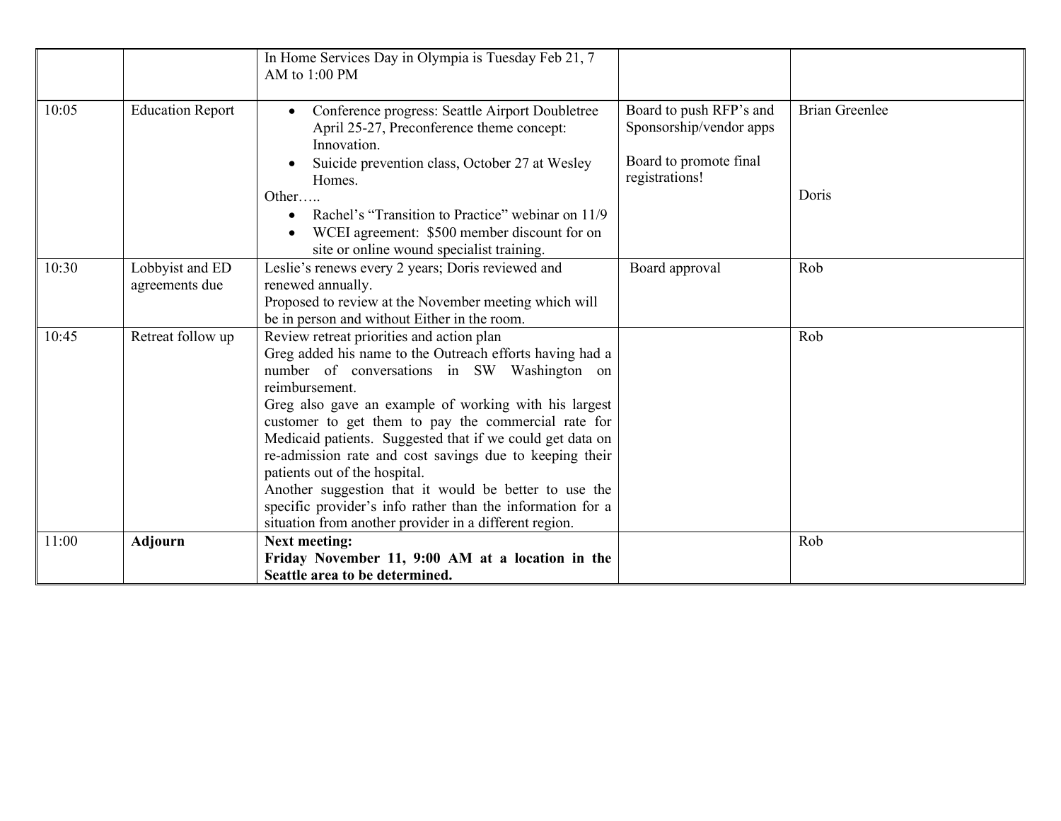| | | | | |
|---|---|---|---|---|
| | | In Home Services Day in Olympia is Tuesday Feb 21, 7 AM to 1:00 PM | | |
| 10:05 | Education Report | • Conference progress: Seattle Airport Doubletree April 25-27, Preconference theme concept: Innovation.<br>• Suicide prevention class, October 27 at Wesley Homes.<br>Other…..<br>• Rachel's "Transition to Practice" webinar on 11/9<br>• WCEI agreement: $500 member discount for on site or online wound specialist training. | Board to push RFP's and Sponsorship/vendor apps<br><br>Board to promote final registrations! | Brian Greenlee<br><br><br>Doris |
| 10:30 | Lobbyist and ED agreements due | Leslie's renews every 2 years; Doris reviewed and renewed annually.<br>Proposed to review at the November meeting which will be in person and without Either in the room. | Board approval | Rob |
| 10:45 | Retreat follow up | Review retreat priorities and action plan<br>Greg added his name to the Outreach efforts having had a number of conversations in SW Washington on reimbursement.<br>Greg also gave an example of working with his largest customer to get them to pay the commercial rate for Medicaid patients. Suggested that if we could get data on re-admission rate and cost savings due to keeping their patients out of the hospital.<br>Another suggestion that it would be better to use the specific provider's info rather than the information for a situation from another provider in a different region. | | Rob |
| 11:00 | **Adjourn** | **Next meeting:<br>Friday November 11, 9:00 AM at a location in the Seattle area to be determined.** | | Rob |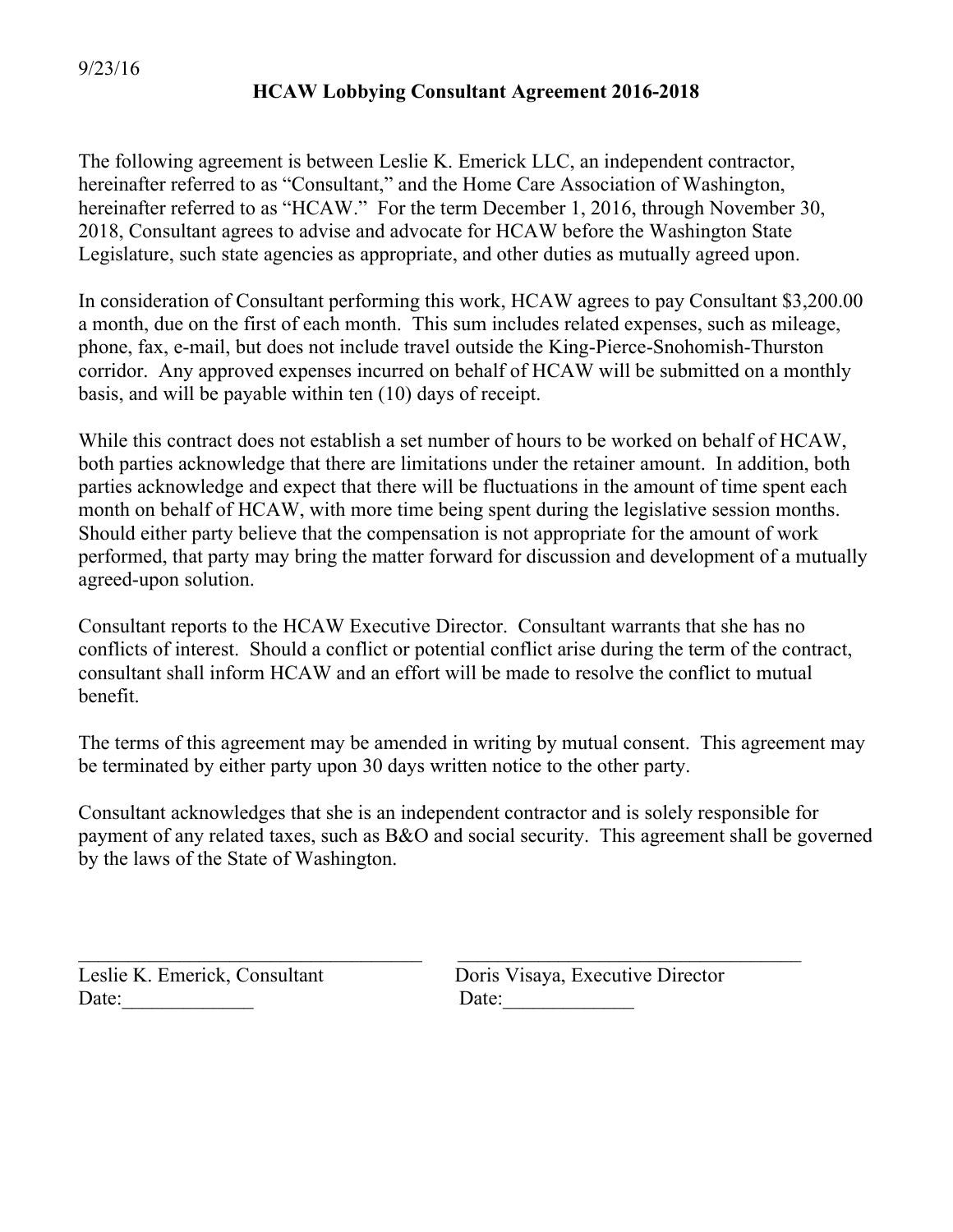9/23/16

## HCAW Lobbying Consultant Agreement 2016-2018

The following agreement is between Leslie K. Emerick LLC, an independent contractor, hereinafter referred to as "Consultant," and the Home Care Association of Washington, hereinafter referred to as "HCAW." For the term December 1, 2016, through November 30, 2018, Consultant agrees to advise and advocate for HCAW before the Washington State Legislature, such state agencies as appropriate, and other duties as mutually agreed upon.

In consideration of Consultant performing this work, HCAW agrees to pay Consultant $3,200.00 a month, due on the first of each month. This sum includes related expenses, such as mileage, phone, fax, e-mail, but does not include travel outside the King-Pierce-Snohomish-Thurston corridor. Any approved expenses incurred on behalf of HCAW will be submitted on a monthly basis, and will be payable within ten (10) days of receipt.

While this contract does not establish a set number of hours to be worked on behalf of HCAW, both parties acknowledge that there are limitations under the retainer amount. In addition, both parties acknowledge and expect that there will be fluctuations in the amount of time spent each month on behalf of HCAW, with more time being spent during the legislative session months. Should either party believe that the compensation is not appropriate for the amount of work performed, that party may bring the matter forward for discussion and development of a mutually agreed-upon solution.

Consultant reports to the HCAW Executive Director. Consultant warrants that she has no conflicts of interest. Should a conflict or potential conflict arise during the term of the contract, consultant shall inform HCAW and an effort will be made to resolve the conflict to mutual benefit.

The terms of this agreement may be amended in writing by mutual consent. This agreement may be terminated by either party upon 30 days written notice to the other party.

Consultant acknowledges that she is an independent contractor and is solely responsible for payment of any related taxes, such as B&O and social security. This agreement shall be governed by the laws of the State of Washington.

| ___________________________________ | ___________________________________ |
|---|---|
| Leslie K. Emerick, Consultant | Doris Visaya, Executive Director |
| Date:_____________ | Date:_____________ |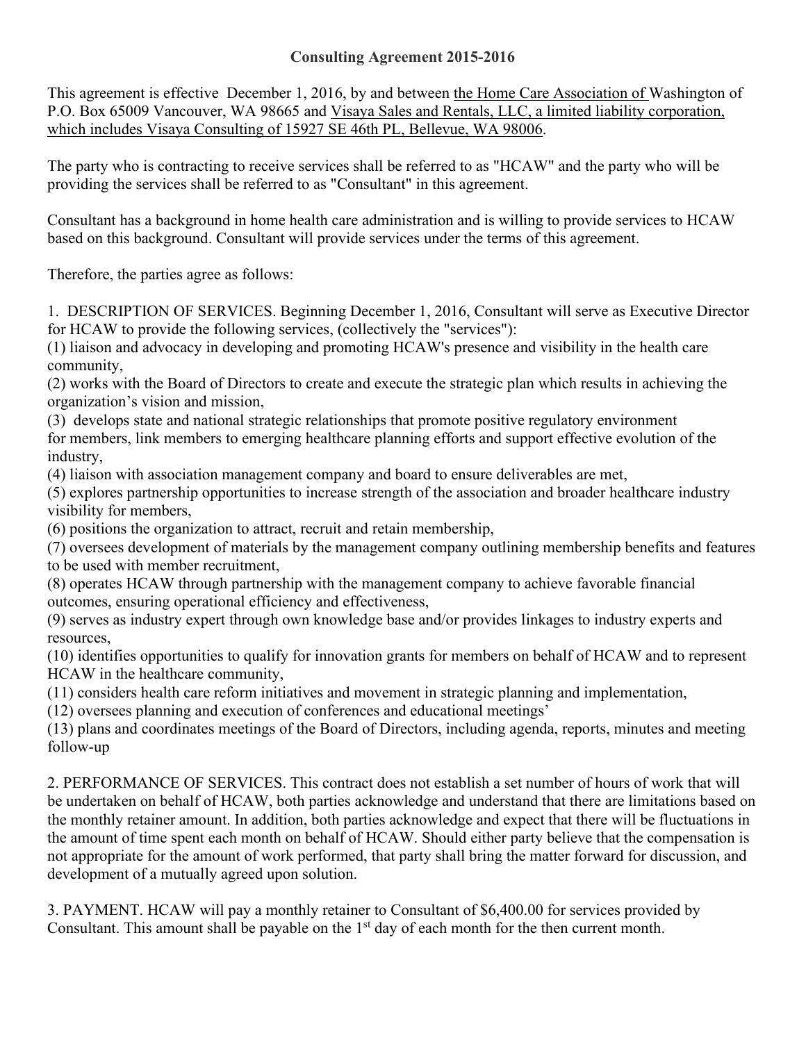**Consulting Agreement 2015-2016**

This agreement is effective  December 1, 2016, by and between <u>the Home Care Association of </u>Washington of P.O. Box 65009 Vancouver, WA 98665 and <u>Visaya Sales and Rentals, LLC, a limited liability corporation, which includes Visaya Consulting of 15927 SE 46th PL, Bellevue, WA 98006</u>.

The party who is contracting to receive services shall be referred to as "HCAW" and the party who will be providing the services shall be referred to as "Consultant" in this agreement.

Consultant has a background in home health care administration and is willing to provide services to HCAW based on this background. Consultant will provide services under the terms of this agreement.

Therefore, the parties agree as follows:

1. DESCRIPTION OF SERVICES. Beginning December 1, 2016, Consultant will serve as Executive Director for HCAW to provide the following services, (collectively the "services"):
(1) liaison and advocacy in developing and promoting HCAW's presence and visibility in the health care community,
(2) works with the Board of Directors to create and execute the strategic plan which results in achieving the organization's vision and mission,
(3)  develops state and national strategic relationships that promote positive regulatory environment for members, link members to emerging healthcare planning efforts and support effective evolution of the industry,
(4) liaison with association management company and board to ensure deliverables are met,
(5) explores partnership opportunities to increase strength of the association and broader healthcare industry visibility for members,
(6) positions the organization to attract, recruit and retain membership,
(7) oversees development of materials by the management company outlining membership benefits and features to be used with member recruitment,
(8) operates HCAW through partnership with the management company to achieve favorable financial outcomes, ensuring operational efficiency and effectiveness,
(9) serves as industry expert through own knowledge base and/or provides linkages to industry experts and resources,
(10) identifies opportunities to qualify for innovation grants for members on behalf of HCAW and to represent HCAW in the healthcare community,
(11) considers health care reform initiatives and movement in strategic planning and implementation,
(12) oversees planning and execution of conferences and educational meetings'
(13) plans and coordinates meetings of the Board of Directors, including agenda, reports, minutes and meeting follow-up

2. PERFORMANCE OF SERVICES. This contract does not establish a set number of hours of work that will be undertaken on behalf of HCAW, both parties acknowledge and understand that there are limitations based on the monthly retainer amount. In addition, both parties acknowledge and expect that there will be fluctuations in the amount of time spent each month on behalf of HCAW. Should either party believe that the compensation is not appropriate for the amount of work performed, that party shall bring the matter forward for discussion, and development of a mutually agreed upon solution.

3. PAYMENT. HCAW will pay a monthly retainer to Consultant of $6,400.00 for services provided by Consultant. This amount shall be payable on the 1st day of each month for the then current month.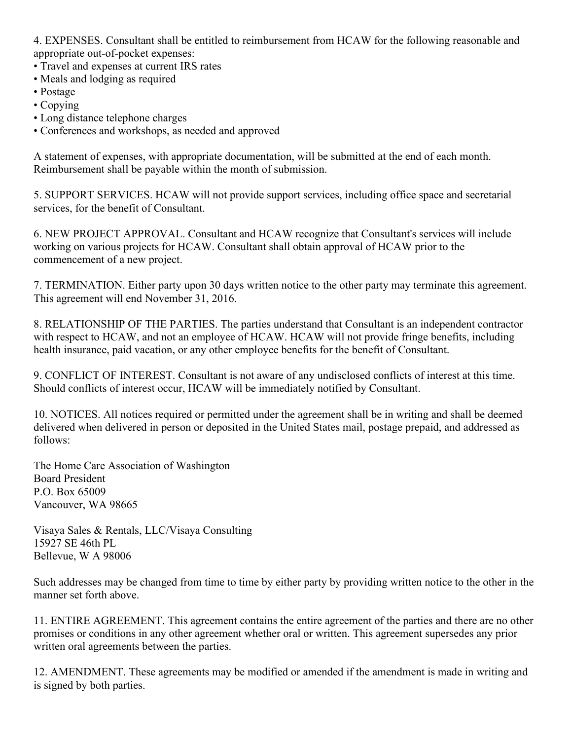4. EXPENSES. Consultant shall be entitled to reimbursement from HCAW for the following reasonable and appropriate out-of-pocket expenses:

- Travel and expenses at current IRS rates
- Meals and lodging as required
- Postage
- Copying
- Long distance telephone charges
- Conferences and workshops, as needed and approved

A statement of expenses, with appropriate documentation, will be submitted at the end of each month. Reimbursement shall be payable within the month of submission.

5. SUPPORT SERVICES. HCAW will not provide support services, including office space and secretarial services, for the benefit of Consultant.

6. NEW PROJECT APPROVAL. Consultant and HCAW recognize that Consultant's services will include working on various projects for HCAW. Consultant shall obtain approval of HCAW prior to the commencement of a new project.

7. TERMINATION. Either party upon 30 days written notice to the other party may terminate this agreement. This agreement will end November 31, 2016.

8. RELATIONSHIP OF THE PARTIES. The parties understand that Consultant is an independent contractor with respect to HCAW, and not an employee of HCAW. HCAW will not provide fringe benefits, including health insurance, paid vacation, or any other employee benefits for the benefit of Consultant.

9. CONFLICT OF INTEREST. Consultant is not aware of any undisclosed conflicts of interest at this time. Should conflicts of interest occur, HCAW will be immediately notified by Consultant.

10. NOTICES. All notices required or permitted under the agreement shall be in writing and shall be deemed delivered when delivered in person or deposited in the United States mail, postage prepaid, and addressed as follows:

The Home Care Association of Washington
Board President
P.O. Box 65009
Vancouver, WA 98665

Visaya Sales & Rentals, LLC/Visaya Consulting
15927 SE 46th PL
Bellevue, W A 98006

Such addresses may be changed from time to time by either party by providing written notice to the other in the manner set forth above.

11. ENTIRE AGREEMENT. This agreement contains the entire agreement of the parties and there are no other promises or conditions in any other agreement whether oral or written. This agreement supersedes any prior written oral agreements between the parties.

12. AMENDMENT. These agreements may be modified or amended if the amendment is made in writing and is signed by both parties.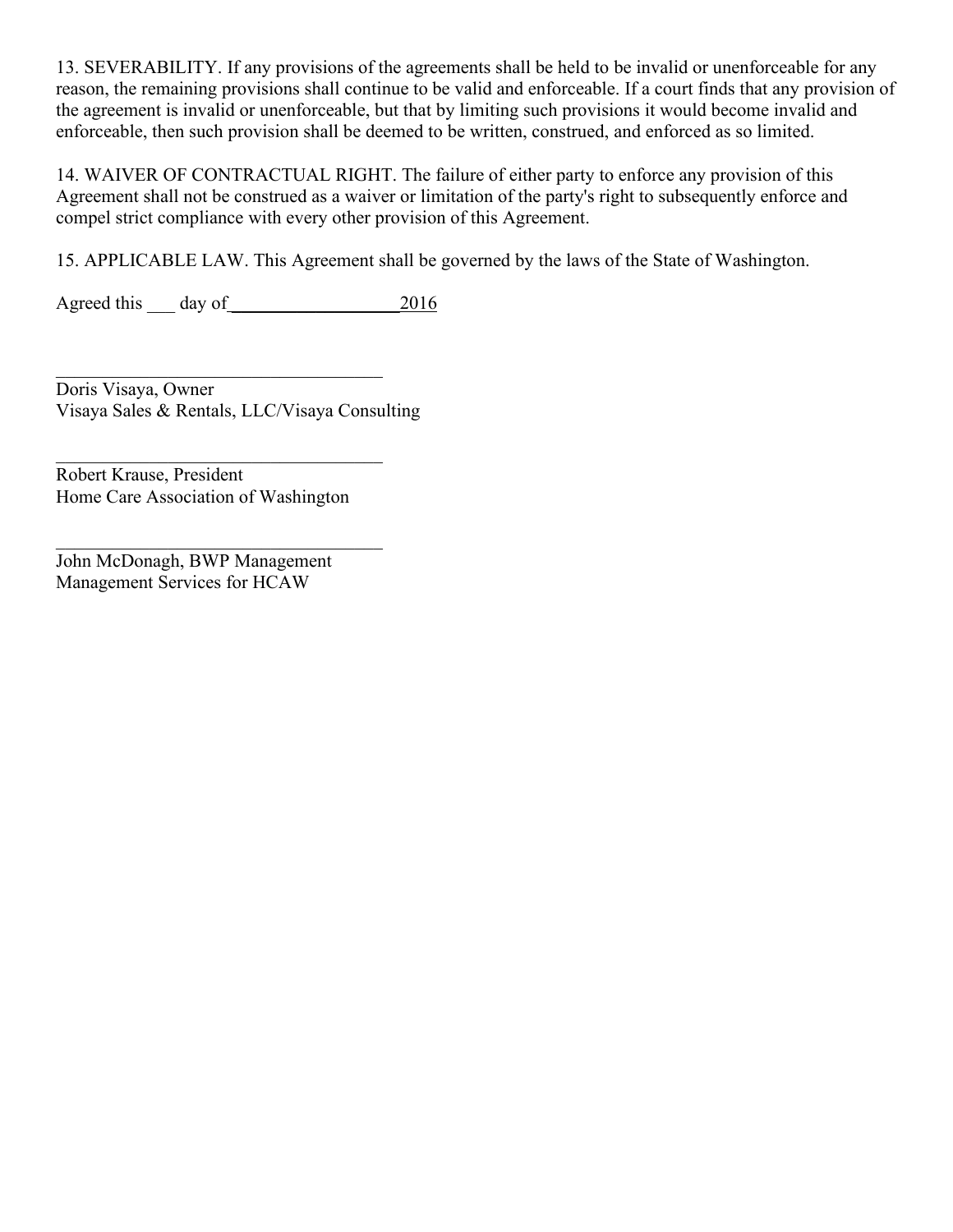13. SEVERABILITY. If any provisions of the agreements shall be held to be invalid or unenforceable for any reason, the remaining provisions shall continue to be valid and enforceable. If a court finds that any provision of the agreement is invalid or unenforceable, but that by limiting such provisions it would become invalid and enforceable, then such provision shall be deemed to be written, construed, and enforced as so limited.

14. WAIVER OF CONTRACTUAL RIGHT. The failure of either party to enforce any provision of this Agreement shall not be construed as a waiver or limitation of the party's right to subsequently enforce and compel strict compliance with every other provision of this Agreement.

15. APPLICABLE LAW. This Agreement shall be governed by the laws of the State of Washington.

Agreed this ___ day of__________________2016

____________________________________
Doris Visaya, Owner
Visaya Sales & Rentals, LLC/Visaya Consulting

____________________________________
Robert Krause, President
Home Care Association of Washington

____________________________________
John McDonagh, BWP Management
Management Services for HCAW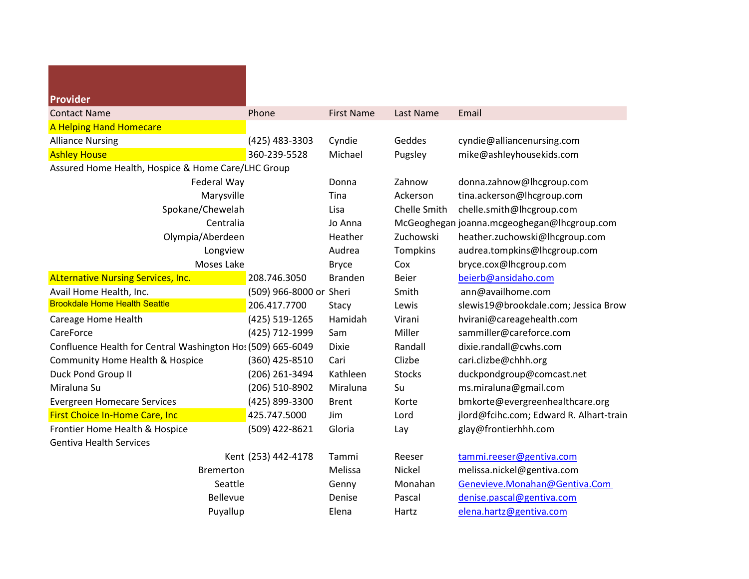| Provider | | | | |
|---|---|---|---|---|
| Contact Name | Phone | First Name | Last Name | Email |
| A Helping Hand Homecare | | | | |
| Alliance Nursing | (425) 483-3303 | Cyndie | Geddes | cyndie@alliancenursing.com |
| Ashley House | 360-239-5528 | Michael | Pugsley | mike@ashleyhousekids.com |
| Assured Home Health, Hospice & Home Care/LHC Group | | | | |
| Federal Way | | Donna | Zahnow | donna.zahnow@lhcgroup.com |
| Marysville | | Tina | Ackerson | tina.ackerson@lhcgroup.com |
| Spokane/Chewelah | | Lisa | Chelle Smith | chelle.smith@lhcgroup.com |
| Centralia | | Jo Anna | McGeoghegan | joanna.mcgeoghegan@lhcgroup.com |
| Olympia/Aberdeen | | Heather | Zuchowski | heather.zuchowski@lhcgroup.com |
| Longview | | Audrea | Tompkins | audrea.tompkins@lhcgroup.com |
| Moses Lake | | Bryce | Cox | bryce.cox@lhcgroup.com |
| ALternative Nursing Services, Inc. | 208.746.3050 | Branden | Beier | beierb@ansidaho.com |
| Avail Home Health, Inc. | (509) 966-8000 or | Sheri | Smith | ann@availhome.com |
| Brookdale Home Health Seattle | 206.417.7700 | Stacy | Lewis | slewis19@brookdale.com; Jessica Brow |
| Careage Home Health | (425) 519-1265 | Hamidah | Virani | hvirani@careagehealth.com |
| CareForce | (425) 712-1999 | Sam | Miller | sammiller@careforce.com |
| Confluence Health for Central Washington Ho: | (509) 665-6049 | Dixie | Randall | dixie.randall@cwhs.com |
| Community Home Health & Hospice | (360) 425-8510 | Cari | Clizbe | cari.clizbe@chhh.org |
| Duck Pond Group II | (206) 261-3494 | Kathleen | Stocks | duckpondgroup@comcast.net |
| Miraluna Su | (206) 510-8902 | Miraluna | Su | ms.miraluna@gmail.com |
| Evergreen Homecare Services | (425) 899-3300 | Brent | Korte | bmkorte@evergreenhealthcare.org |
| First Choice In-Home Care, Inc | 425.747.5000 | Jim | Lord | jlord@fcihc.com; Edward R. Alhart-train |
| Frontier Home Health & Hospice | (509) 422-8621 | Gloria | Lay | glay@frontierhhh.com |
| Gentiva Health Services | | | | |
| Kent | (253) 442-4178 | Tammi | Reeser | tammi.reeser@gentiva.com |
| Bremerton | | Melissa | Nickel | melissa.nickel@gentiva.com |
| Seattle | | Genny | Monahan | Genevieve.Monahan@Gentiva.Com |
| Bellevue | | Denise | Pascal | denise.pascal@gentiva.com |
| Puyallup | | Elena | Hartz | elena.hartz@gentiva.com |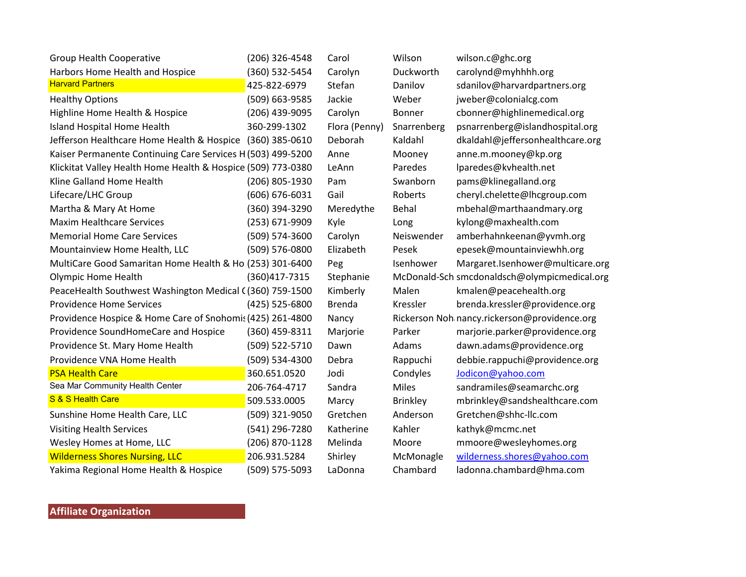| | | | | |
|---|---|---|---|---|
| Group Health Cooperative | (206) 326-4548 | Carol | Wilson | wilson.c@ghc.org |
| Harbors Home Health and Hospice | (360) 532-5454 | Carolyn | Duckworth | carolynd@myhhhh.org |
| Harvard Partners | 425-822-6979 | Stefan | Danilov | sdanilov@harvardpartners.org |
| Healthy Options | (509) 663-9585 | Jackie | Weber | jweber@colonialcg.com |
| Highline Home Health & Hospice | (206) 439-9095 | Carolyn | Bonner | cbonner@highlinemedical.org |
| Island Hospital Home Health | 360-299-1302 | Flora (Penny) | Snarrenberg | psnarrenberg@islandhospital.org |
| Jefferson Healthcare Home Health & Hospice | (360) 385-0610 | Deborah | Kaldahl | dkaldahl@jeffersonhealthcare.org |
| Kaiser Permanente Continuing Care Services H | (503) 499-5200 | Anne | Mooney | anne.m.mooney@kp.org |
| Klickitat Valley Health Home Health & Hospice | (509) 773-0380 | LeAnn | Paredes | lparedes@kvhealth.net |
| Kline Galland Home Health | (206) 805-1930 | Pam | Swanborn | pams@klinegalland.org |
| Lifecare/LHC Group | (606) 676-6031 | Gail | Roberts | cheryl.chelette@lhcgroup.com |
| Martha & Mary At Home | (360) 394-3290 | Meredythe | Behal | mbehal@marthaandmary.org |
| Maxim Healthcare Services | (253) 671-9909 | Kyle | Long | kylong@maxhealth.com |
| Memorial Home Care Services | (509) 574-3600 | Carolyn | Neiswender | amberhahnkeenan@yvmh.org |
| Mountainview Home Health, LLC | (509) 576-0800 | Elizabeth | Pesek | epesek@mountainviewhh.org |
| MultiCare Good Samaritan Home Health & Ho | (253) 301-6400 | Peg | Isenhower | Margaret.Isenhower@multicare.org |
| Olympic Home Health | (360)417-7315 | Stephanie | McDonald-Sch | smcdonaldsch@olympicmedical.org |
| PeaceHealth Southwest Washington Medical ( | (360) 759-1500 | Kimberly | Malen | kmalen@peacehealth.org |
| Providence Home Services | (425) 525-6800 | Brenda | Kressler | brenda.kressler@providence.org |
| Providence Hospice & Home Care of Snohomis | (425) 261-4800 | Nancy | Rickerson Noh | nancy.rickerson@providence.org |
| Providence SoundHomeCare and Hospice | (360) 459-8311 | Marjorie | Parker | marjorie.parker@providence.org |
| Providence St. Mary Home Health | (509) 522-5710 | Dawn | Adams | dawn.adams@providence.org |
| Providence VNA Home Health | (509) 534-4300 | Debra | Rappuchi | debbie.rappuchi@providence.org |
| PSA Health Care | 360.651.0520 | Jodi | Condyles | Jodicon@yahoo.com |
| Sea Mar Community Health Center | 206-764-4717 | Sandra | Miles | sandramiles@seamarchc.org |
| S & S Health Care | 509.533.0005 | Marcy | Brinkley | mbrinkley@sandshealthcare.com |
| Sunshine Home Health Care, LLC | (509) 321-9050 | Gretchen | Anderson | Gretchen@shhc-llc.com |
| Visiting Health Services | (541) 296-7280 | Katherine | Kahler | kathyk@mcmc.net |
| Wesley Homes at Home, LLC | (206) 870-1128 | Melinda | Moore | mmoore@wesleyhomes.org |
| Wilderness Shores Nursing, LLC | 206.931.5284 | Shirley | McMonagle | wilderness.shores@yahoo.com |
| Yakima Regional Home Health & Hospice | (509) 575-5093 | LaDonna | Chambard | ladonna.chambard@hma.com |

**Affiliate Organization**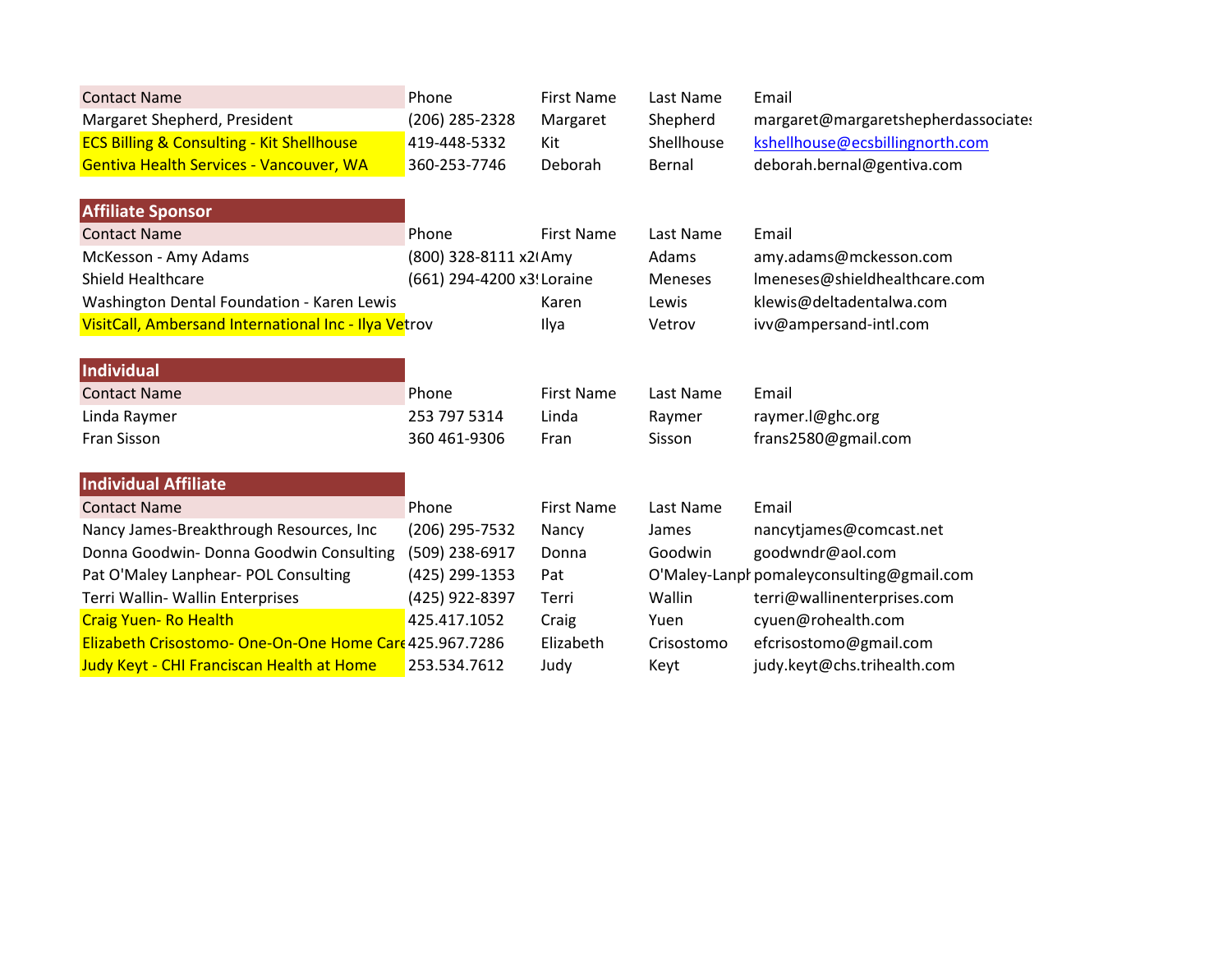| Contact Name | Phone | First Name | Last Name | Email |
|---|---|---|---|---|
| Margaret Shepherd, President | (206) 285-2328 | Margaret | Shepherd | margaret@margaretshepherdassociates |
| ECS Billing & Consulting - Kit Shellhouse | 419-448-5332 | Kit | Shellhouse | kshellhouse@ecsbillingnorth.com |
| Gentiva Health Services - Vancouver, WA | 360-253-7746 | Deborah | Bernal | deborah.bernal@gentiva.com |

## Affiliate Sponsor

| Contact Name | Phone | First Name | Last Name | Email |
|---|---|---|---|---|
| McKesson - Amy Adams | (800) 328-8111 x2( | Amy | Adams | amy.adams@mckesson.com |
| Shield Healthcare | (661) 294-4200 x3! | Loraine | Meneses | lmeneses@shieldhealthcare.com |
| Washington Dental Foundation - Karen Lewis | | Karen | Lewis | klewis@deltadentalwa.com |
| VisitCall, Ambersand International Inc - Ilya Vetrov | | Ilya | Vetrov | ivv@ampersand-intl.com |

## Individual

| Contact Name | Phone | First Name | Last Name | Email |
|---|---|---|---|---|
| Linda Raymer | 253 797 5314 | Linda | Raymer | raymer.l@ghc.org |
| Fran Sisson | 360 461-9306 | Fran | Sisson | frans2580@gmail.com |

## Individual Affiliate

| Contact Name | Phone | First Name | Last Name | Email |
|---|---|---|---|---|
| Nancy James-Breakthrough Resources, Inc | (206) 295-7532 | Nancy | James | nancytjames@comcast.net |
| Donna Goodwin- Donna Goodwin Consulting | (509) 238-6917 | Donna | Goodwin | goodwndr@aol.com |
| Pat O'Maley Lanphear- POL Consulting | (425) 299-1353 | Pat | O'Maley-Lanpl | pomaleyconsulting@gmail.com |
| Terri Wallin- Wallin Enterprises | (425) 922-8397 | Terri | Wallin | terri@wallinenterprises.com |
| Craig Yuen- Ro Health | 425.417.1052 | Craig | Yuen | cyuen@rohealth.com |
| Elizabeth Crisostomo- One-On-One Home Care | 425.967.7286 | Elizabeth | Crisostomo | efcrisostomo@gmail.com |
| Judy Keyt - CHI Franciscan Health at Home | 253.534.7612 | Judy | Keyt | judy.keyt@chs.trihealth.com |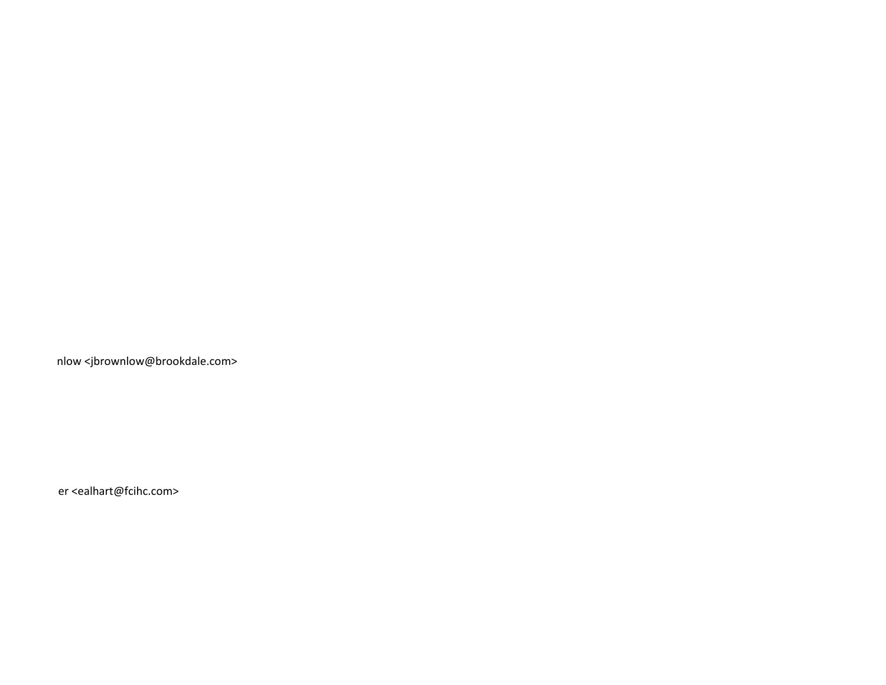nlow <jbrownlow@brookdale.com>

er <ealhart@fcihc.com>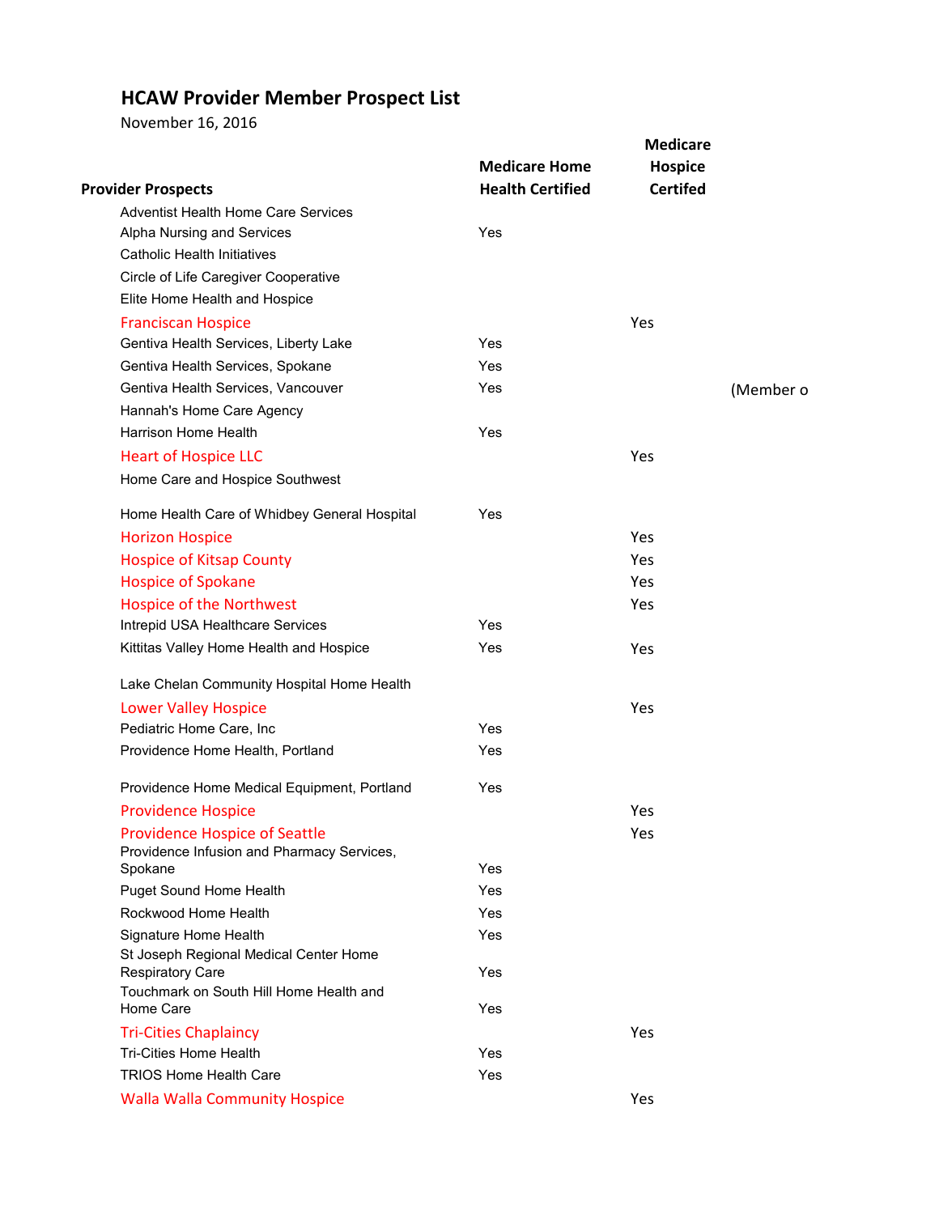# HCAW Provider Member Prospect List

November 16, 2016

| Provider Prospects | Medicare Home Health Certified | Medicare Hospice Certifed | |
|---|---|---|---|
| Adventist Health Home Care Services | | | |
| Alpha Nursing and Services | Yes | | |
| Catholic Health Initiatives | | | |
| Circle of Life Caregiver Cooperative | | | |
| Elite Home Health and Hospice | | | |
| Franciscan Hospice | | Yes | |
| Gentiva Health Services, Liberty Lake | Yes | | |
| Gentiva Health Services, Spokane | Yes | | |
| Gentiva Health Services, Vancouver | Yes | | (Member o |
| Hannah's Home Care Agency | | | |
| Harrison Home Health | Yes | | |
| Heart of Hospice LLC | | Yes | |
| Home Care and Hospice Southwest | | | |
| Home Health Care of Whidbey General Hospital | Yes | | |
| Horizon Hospice | | Yes | |
| Hospice of Kitsap County | | Yes | |
| Hospice of Spokane | | Yes | |
| Hospice of the Northwest | | Yes | |
| Intrepid USA Healthcare Services | Yes | | |
| Kittitas Valley Home Health and Hospice | Yes | Yes | |
| Lake Chelan Community Hospital Home Health | | | |
| Lower Valley Hospice | | Yes | |
| Pediatric Home Care, Inc | Yes | | |
| Providence Home Health, Portland | Yes | | |
| Providence Home Medical Equipment, Portland | Yes | | |
| Providence Hospice | | Yes | |
| Providence Hospice of Seattle | | Yes | |
| Providence Infusion and Pharmacy Services, Spokane | Yes | | |
| Puget Sound Home Health | Yes | | |
| Rockwood Home Health | Yes | | |
| Signature Home Health | Yes | | |
| St Joseph Regional Medical Center Home Respiratory Care | Yes | | |
| Touchmark on South Hill Home Health and Home Care | Yes | | |
| Tri-Cities Chaplaincy | | Yes | |
| Tri-Cities Home Health | Yes | | |
| TRIOS Home Health Care | Yes | | |
| Walla Walla Community Hospice | | Yes | |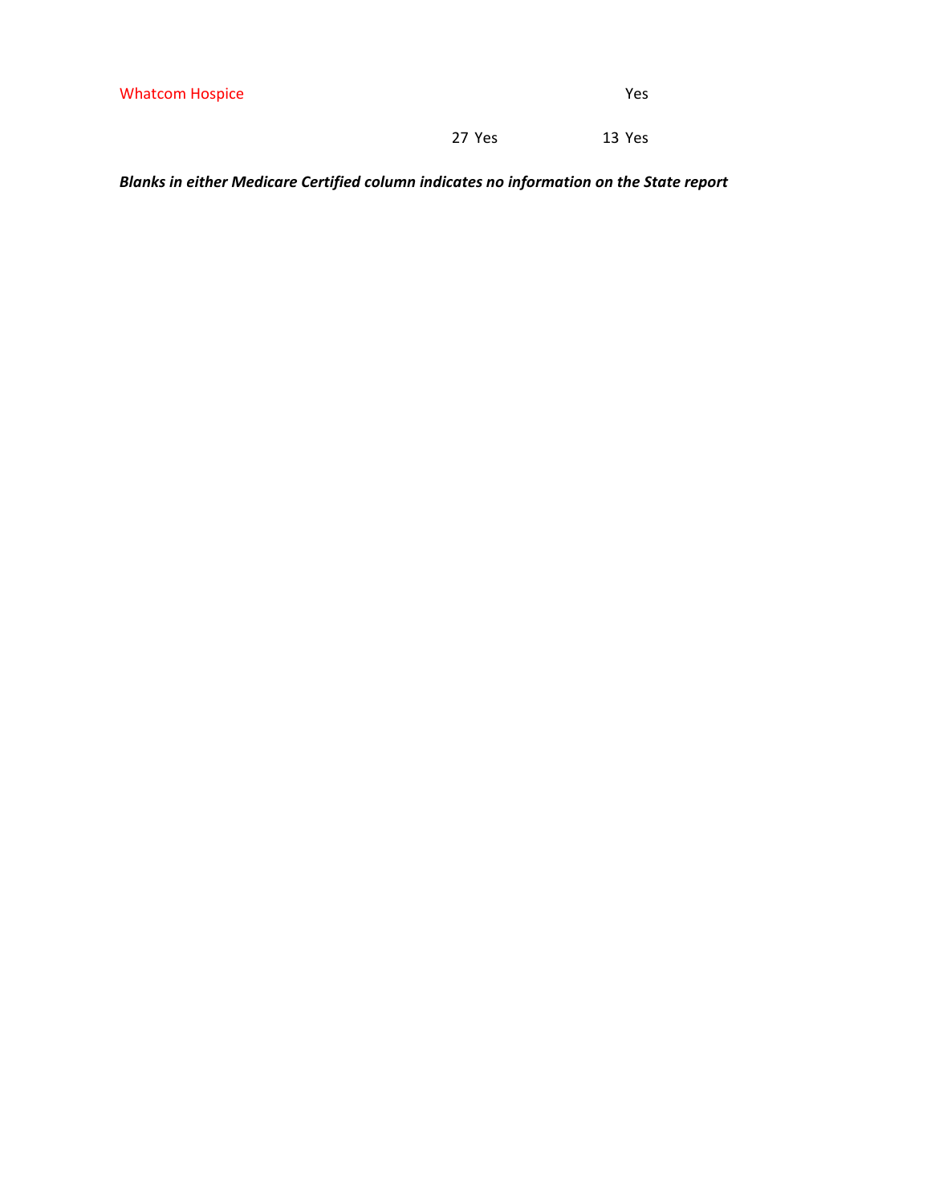| | | |
|---|---|---|
| Whatcom Hospice | | Yes |
| | 27 Yes | 13 Yes |

***Blanks in either Medicare Certified column indicates no information on the State report***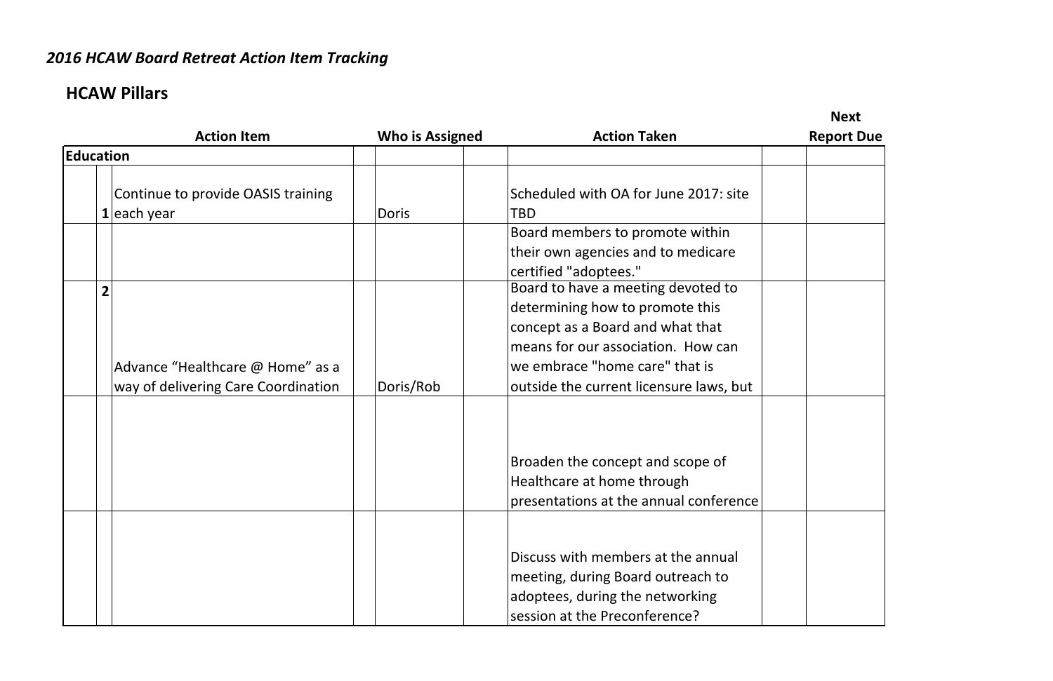*2016 HCAW Board Retreat Action Item Tracking*

## HCAW Pillars

| | Action Item | | Who is Assigned | | Action Taken | | Next Report Due |
|---|---|---|---|---|---|---|---|
| **Education** | | | | | | | |
| **1** | Continue to provide OASIS training each year | | Doris | | Scheduled with OA for June 2017: site TBD | | |
| | | | | | Board members to promote within their own agencies and to medicare certified "adoptees." | | |
| **2** | Advance “Healthcare @ Home” as a way of delivering Care Coordination | | Doris/Rob | | Board to have a meeting devoted to determining how to promote this concept as a Board and what that means for our association. How can we embrace "home care" that is outside the current licensure laws, but | | |
| | | | | | Broaden the concept and scope of Healthcare at home through presentations at the annual conference | | |
| | | | | | Discuss with members at the annual meeting, during Board outreach to adoptees, during the networking session at the Preconference? | | |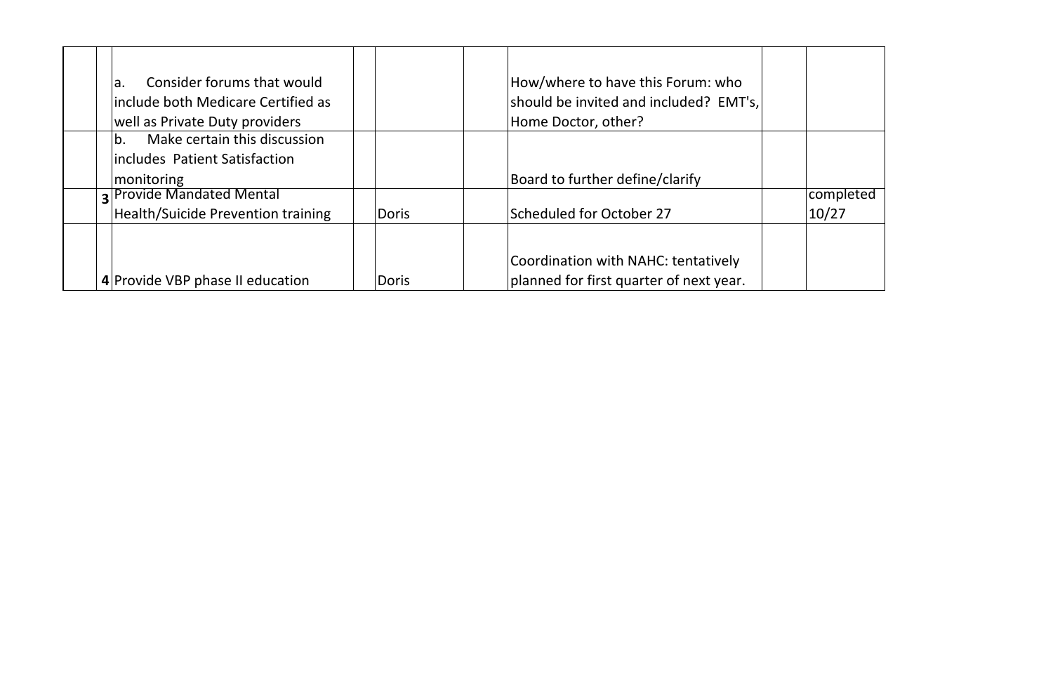| | | | | | | | |
|---|---|---|---|---|---|---|---|
| | | a. Consider forums that would include both Medicare Certified as well as Private Duty providers | | | How/where to have this Forum: who should be invited and included? EMT's, Home Doctor, other? | | |
| | | b. Make certain this discussion includes Patient Satisfaction monitoring | | | Board to further define/clarify | | |
| | **3** | Provide Mandated Mental Health/Suicide Prevention training | Doris | | Scheduled for October 27 | | completed 10/27 |
| | **4** | Provide VBP phase II education | Doris | | Coordination with NAHC: tentatively planned for first quarter of next year. | | |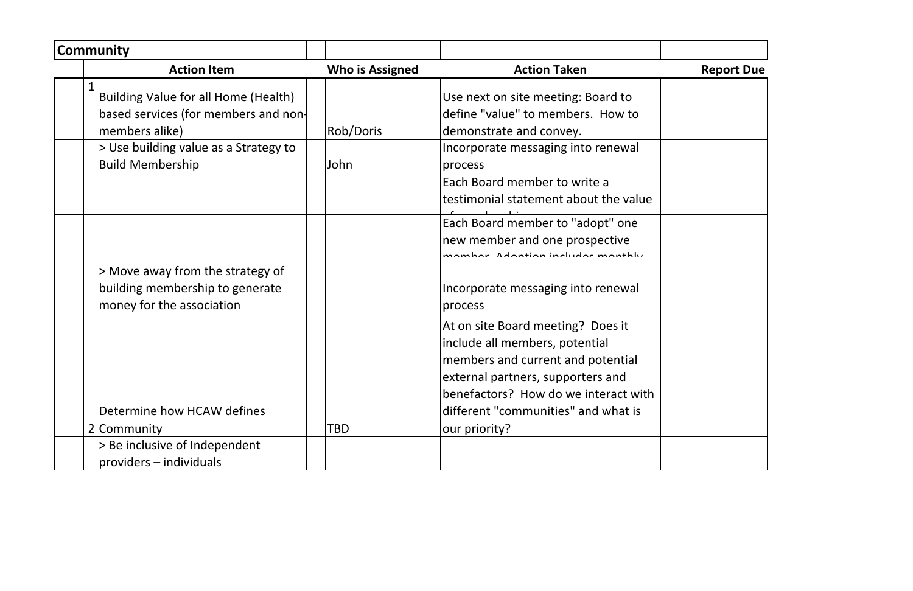| Community | | | | | | | |
|---|---|---|---|---|---|---|---|
| | | Action Item | | Who is Assigned | | Action Taken | | Report Due |
| | 1 | Building Value for all Home (Health) based services (for members and non-members alike) | | Rob/Doris | | Use next on site meeting: Board to define "value" to members. How to demonstrate and convey. | | |
| | | > Use building value as a Strategy to Build Membership | | John | | Incorporate messaging into renewal process | | |
| | | | | | | Each Board member to write a testimonial statement about the value of membership | | |
| | | | | | | Each Board member to "adopt" one new member and one prospective member. Adoption includes monthly | | |
| | | > Move away from the strategy of building membership to generate money for the association | | | | Incorporate messaging into renewal process | | |
| | 2 | Determine how HCAW defines Community | | TBD | | At on site Board meeting? Does it include all members, potential members and current and potential external partners, supporters and benefactors? How do we interact with different "communities" and what is our priority? | | |
| | | > Be inclusive of Independent providers – individuals | | | | | | |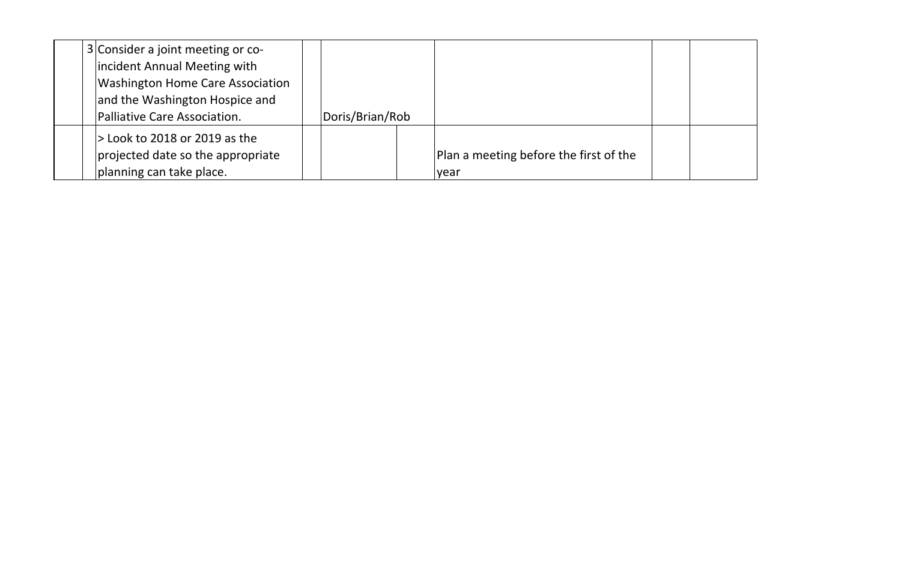|  | 3 | Consider a joint meeting or co-incident Annual Meeting with Washington Home Care Association and the Washington Hospice and Palliative Care Association. |  | Doris/Brian/Rob |  |  |  |  |
|---|---|---|---|---|---|---|---|---|
|  |  | > Look to 2018 or 2019 as the projected date so the appropriate planning can take place. |  |  |  | Plan a meeting before the first of the year |  |  |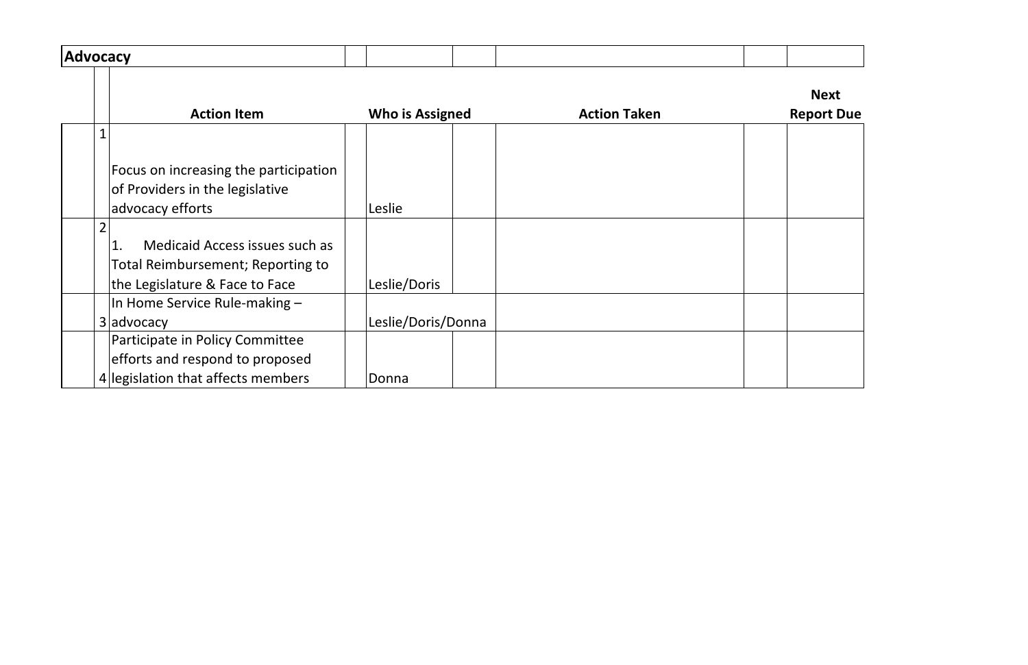## Advocacy

| | Action Item | Who is Assigned | Action Taken | Next Report Due |
|---|---|---|---|---|
| 1 | Focus on increasing the participation of Providers in the legislative advocacy efforts | Leslie | | |
| 2 | 1. Medicaid Access issues such as Total Reimbursement; Reporting to the Legislature & Face to Face | Leslie/Doris | | |
| 3 | In Home Service Rule-making – advocacy | Leslie/Doris/Donna | | |
| 4 | Participate in Policy Committee efforts and respond to proposed legislation that affects members | Donna | | |